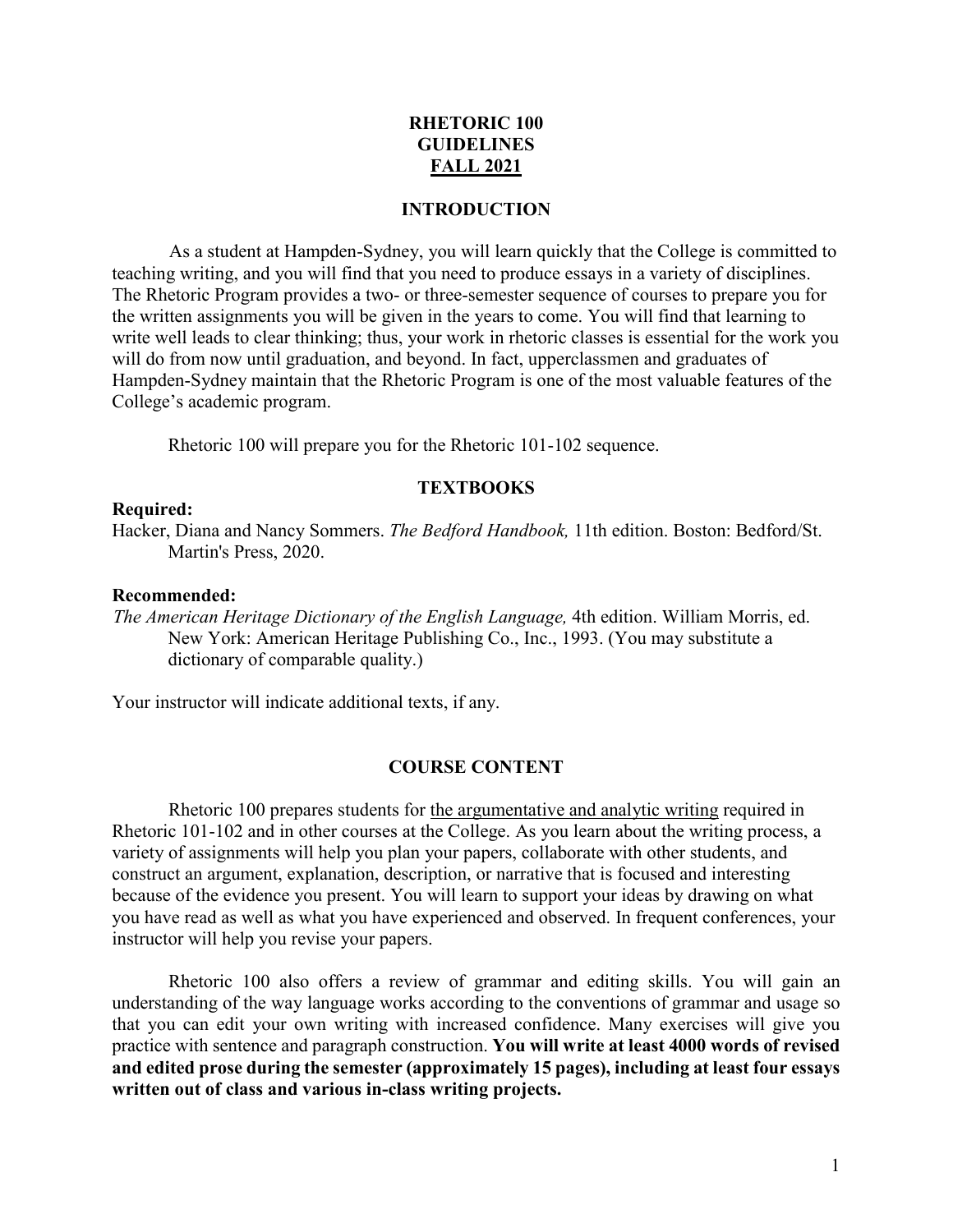# RHETORIC 100
# GUIDELINES
# FALL 2021

## INTRODUCTION

As a student at Hampden-Sydney, you will learn quickly that the College is committed to teaching writing, and you will find that you need to produce essays in a variety of disciplines. The Rhetoric Program provides a two- or three-semester sequence of courses to prepare you for the written assignments you will be given in the years to come. You will find that learning to write well leads to clear thinking; thus, your work in rhetoric classes is essential for the work you will do from now until graduation, and beyond. In fact, upperclassmen and graduates of Hampden-Sydney maintain that the Rhetoric Program is one of the most valuable features of the College's academic program.

Rhetoric 100 will prepare you for the Rhetoric 101-102 sequence.

## TEXTBOOKS

**Required:**

Hacker, Diana and Nancy Sommers. *The Bedford Handbook,* 11th edition. Boston: Bedford/St. Martin's Press, 2020.

**Recommended:**

*The American Heritage Dictionary of the English Language,* 4th edition. William Morris, ed. New York: American Heritage Publishing Co., Inc., 1993. (You may substitute a dictionary of comparable quality.)

Your instructor will indicate additional texts, if any.

## COURSE CONTENT

Rhetoric 100 prepares students for <u>the argumentative and analytic writing</u> required in Rhetoric 101-102 and in other courses at the College. As you learn about the writing process, a variety of assignments will help you plan your papers, collaborate with other students, and construct an argument, explanation, description, or narrative that is focused and interesting because of the evidence you present. You will learn to support your ideas by drawing on what you have read as well as what you have experienced and observed. In frequent conferences, your instructor will help you revise your papers.

Rhetoric 100 also offers a review of grammar and editing skills. You will gain an understanding of the way language works according to the conventions of grammar and usage so that you can edit your own writing with increased confidence. Many exercises will give you practice with sentence and paragraph construction. **You will write at least 4000 words of revised and edited prose during the semester (approximately 15 pages), including at least four essays written out of class and various in-class writing projects.**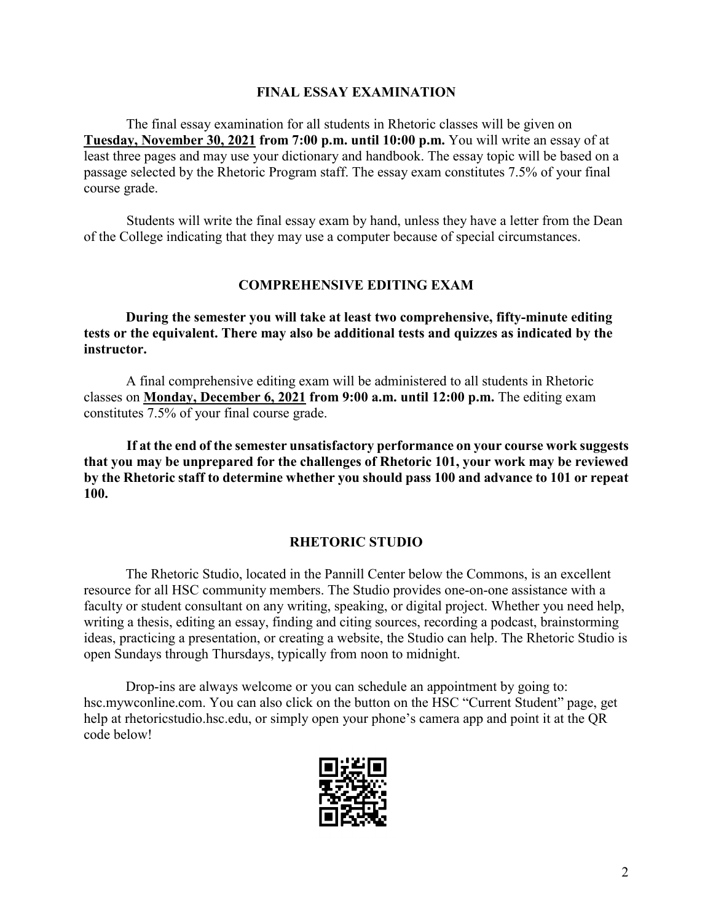## FINAL ESSAY EXAMINATION

The final essay examination for all students in Rhetoric classes will be given on **Tuesday, November 30, 2021 from 7:00 p.m. until 10:00 p.m.** You will write an essay of at least three pages and may use your dictionary and handbook. The essay topic will be based on a passage selected by the Rhetoric Program staff. The essay exam constitutes 7.5% of your final course grade.

Students will write the final essay exam by hand, unless they have a letter from the Dean of the College indicating that they may use a computer because of special circumstances.

## COMPREHENSIVE EDITING EXAM

**During the semester you will take at least two comprehensive, fifty-minute editing tests or the equivalent. There may also be additional tests and quizzes as indicated by the instructor.**

A final comprehensive editing exam will be administered to all students in Rhetoric classes on **Monday, December 6, 2021 from 9:00 a.m. until 12:00 p.m.** The editing exam constitutes 7.5% of your final course grade.

**If at the end of the semester unsatisfactory performance on your course work suggests that you may be unprepared for the challenges of Rhetoric 101, your work may be reviewed by the Rhetoric staff to determine whether you should pass 100 and advance to 101 or repeat 100.**

## RHETORIC STUDIO

The Rhetoric Studio, located in the Pannill Center below the Commons, is an excellent resource for all HSC community members. The Studio provides one-on-one assistance with a faculty or student consultant on any writing, speaking, or digital project. Whether you need help, writing a thesis, editing an essay, finding and citing sources, recording a podcast, brainstorming ideas, practicing a presentation, or creating a website, the Studio can help. The Rhetoric Studio is open Sundays through Thursdays, typically from noon to midnight.

Drop-ins are always welcome or you can schedule an appointment by going to: hsc.mywconline.com. You can also click on the button on the HSC "Current Student" page, get help at rhetoricstudio.hsc.edu, or simply open your phone's camera app and point it at the QR code below!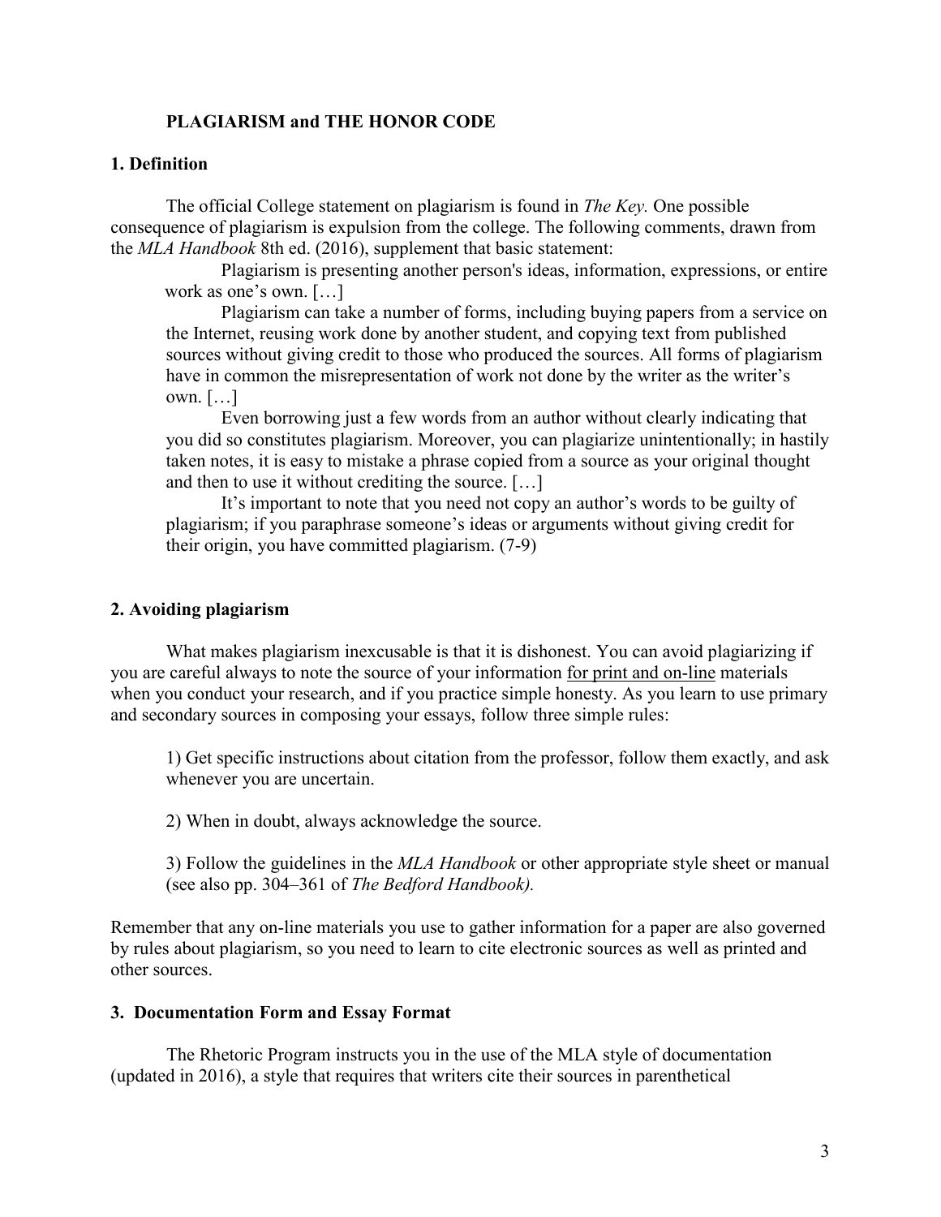# PLAGIARISM and THE HONOR CODE

## 1. Definition

The official College statement on plagiarism is found in *The Key.* One possible consequence of plagiarism is expulsion from the college. The following comments, drawn from the *MLA Handbook* 8th ed. (2016), supplement that basic statement:

> Plagiarism is presenting another person's ideas, information, expressions, or entire work as one's own. […]
>
> Plagiarism can take a number of forms, including buying papers from a service on the Internet, reusing work done by another student, and copying text from published sources without giving credit to those who produced the sources. All forms of plagiarism have in common the misrepresentation of work not done by the writer as the writer's own. […]
>
> Even borrowing just a few words from an author without clearly indicating that you did so constitutes plagiarism. Moreover, you can plagiarize unintentionally; in hastily taken notes, it is easy to mistake a phrase copied from a source as your original thought and then to use it without crediting the source. […]
>
> It's important to note that you need not copy an author's words to be guilty of plagiarism; if you paraphrase someone's ideas or arguments without giving credit for their origin, you have committed plagiarism. (7-9)

## 2. Avoiding plagiarism

What makes plagiarism inexcusable is that it is dishonest. You can avoid plagiarizing if you are careful always to note the source of your information <u>for print and on-line</u> materials when you conduct your research, and if you practice simple honesty. As you learn to use primary and secondary sources in composing your essays, follow three simple rules:

1) Get specific instructions about citation from the professor, follow them exactly, and ask whenever you are uncertain.

2) When in doubt, always acknowledge the source.

3) Follow the guidelines in the *MLA Handbook* or other appropriate style sheet or manual (see also pp. 304–361 of *The Bedford Handbook).*

Remember that any on-line materials you use to gather information for a paper are also governed by rules about plagiarism, so you need to learn to cite electronic sources as well as printed and other sources.

## 3. Documentation Form and Essay Format

The Rhetoric Program instructs you in the use of the MLA style of documentation (updated in 2016), a style that requires that writers cite their sources in parenthetical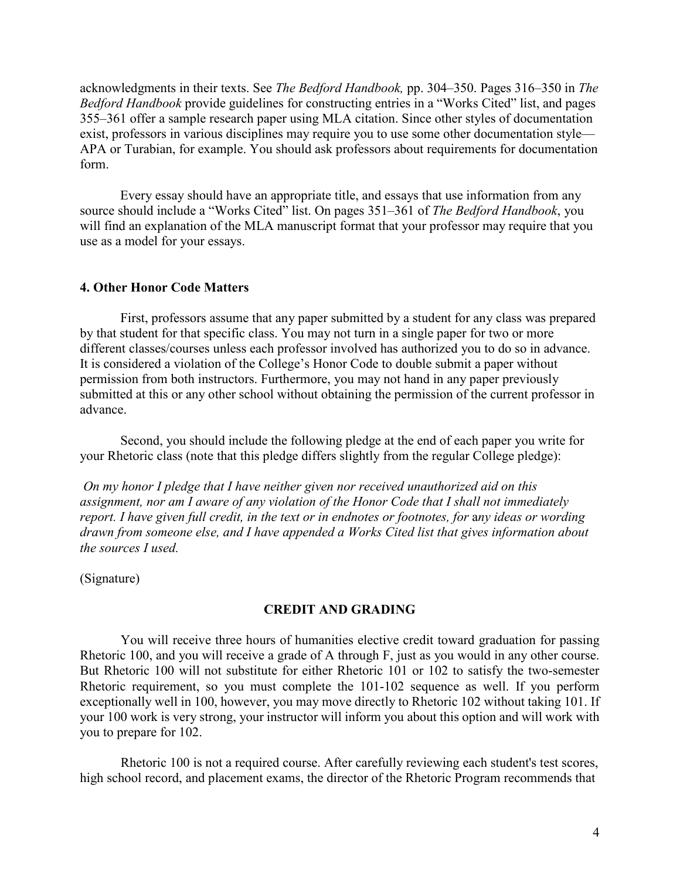acknowledgments in their texts. See *The Bedford Handbook,* pp. 304–350. Pages 316–350 in *The Bedford Handbook* provide guidelines for constructing entries in a "Works Cited" list, and pages 355–361 offer a sample research paper using MLA citation. Since other styles of documentation exist, professors in various disciplines may require you to use some other documentation style—APA or Turabian, for example. You should ask professors about requirements for documentation form.

Every essay should have an appropriate title, and essays that use information from any source should include a "Works Cited" list. On pages 351–361 of *The Bedford Handbook*, you will find an explanation of the MLA manuscript format that your professor may require that you use as a model for your essays.

### 4. Other Honor Code Matters

First, professors assume that any paper submitted by a student for any class was prepared by that student for that specific class. You may not turn in a single paper for two or more different classes/courses unless each professor involved has authorized you to do so in advance. It is considered a violation of the College's Honor Code to double submit a paper without permission from both instructors. Furthermore, you may not hand in any paper previously submitted at this or any other school without obtaining the permission of the current professor in advance.

Second, you should include the following pledge at the end of each paper you write for your Rhetoric class (note that this pledge differs slightly from the regular College pledge):

*On my honor I pledge that I have neither given nor received unauthorized aid on this assignment, nor am I aware of any violation of the Honor Code that I shall not immediately report. I have given full credit, in the text or in endnotes or footnotes, for any ideas or wording drawn from someone else, and I have appended a Works Cited list that gives information about the sources I used.*

(Signature)

## CREDIT AND GRADING

You will receive three hours of humanities elective credit toward graduation for passing Rhetoric 100, and you will receive a grade of A through F, just as you would in any other course. But Rhetoric 100 will not substitute for either Rhetoric 101 or 102 to satisfy the two-semester Rhetoric requirement, so you must complete the 101-102 sequence as well. If you perform exceptionally well in 100, however, you may move directly to Rhetoric 102 without taking 101. If your 100 work is very strong, your instructor will inform you about this option and will work with you to prepare for 102.

Rhetoric 100 is not a required course. After carefully reviewing each student's test scores, high school record, and placement exams, the director of the Rhetoric Program recommends that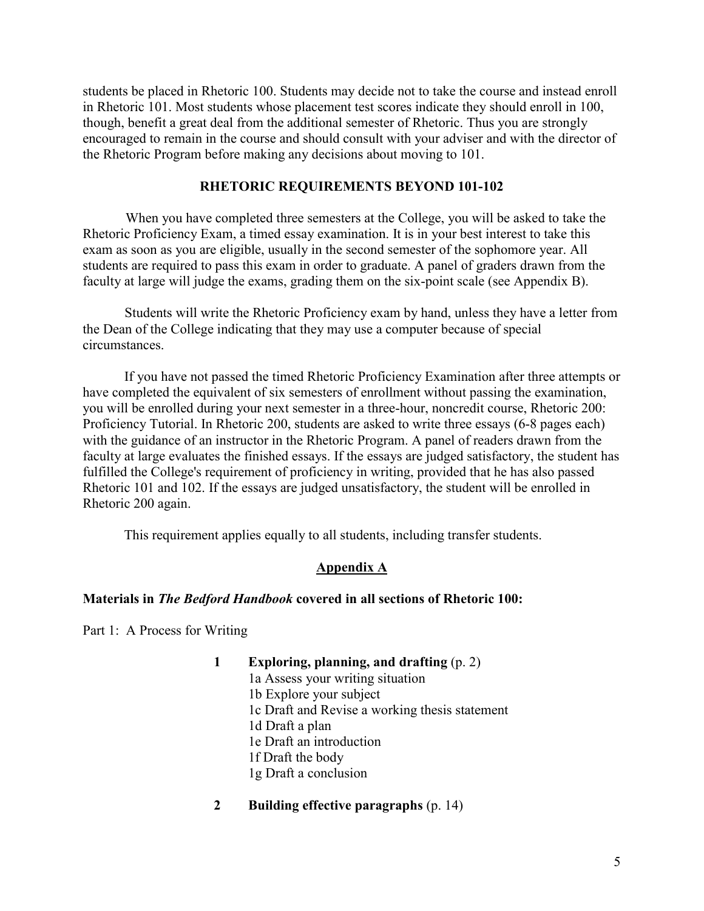students be placed in Rhetoric 100. Students may decide not to take the course and instead enroll in Rhetoric 101. Most students whose placement test scores indicate they should enroll in 100, though, benefit a great deal from the additional semester of Rhetoric. Thus you are strongly encouraged to remain in the course and should consult with your adviser and with the director of the Rhetoric Program before making any decisions about moving to 101.

## RHETORIC REQUIREMENTS BEYOND 101-102

When you have completed three semesters at the College, you will be asked to take the Rhetoric Proficiency Exam, a timed essay examination. It is in your best interest to take this exam as soon as you are eligible, usually in the second semester of the sophomore year. All students are required to pass this exam in order to graduate. A panel of graders drawn from the faculty at large will judge the exams, grading them on the six-point scale (see Appendix B).

Students will write the Rhetoric Proficiency exam by hand, unless they have a letter from the Dean of the College indicating that they may use a computer because of special circumstances.

If you have not passed the timed Rhetoric Proficiency Examination after three attempts or have completed the equivalent of six semesters of enrollment without passing the examination, you will be enrolled during your next semester in a three-hour, noncredit course, Rhetoric 200: Proficiency Tutorial. In Rhetoric 200, students are asked to write three essays (6-8 pages each) with the guidance of an instructor in the Rhetoric Program. A panel of readers drawn from the faculty at large evaluates the finished essays. If the essays are judged satisfactory, the student has fulfilled the College's requirement of proficiency in writing, provided that he has also passed Rhetoric 101 and 102. If the essays are judged unsatisfactory, the student will be enrolled in Rhetoric 200 again.

This requirement applies equally to all students, including transfer students.

## Appendix A

### Materials in *The Bedford Handbook* covered in all sections of Rhetoric 100:

Part 1: A Process for Writing

**1 Exploring, planning, and drafting** (p. 2)
- 1a Assess your writing situation
- 1b Explore your subject
- 1c Draft and Revise a working thesis statement
- 1d Draft a plan
- 1e Draft an introduction
- 1f Draft the body
- 1g Draft a conclusion

**2 Building effective paragraphs** (p. 14)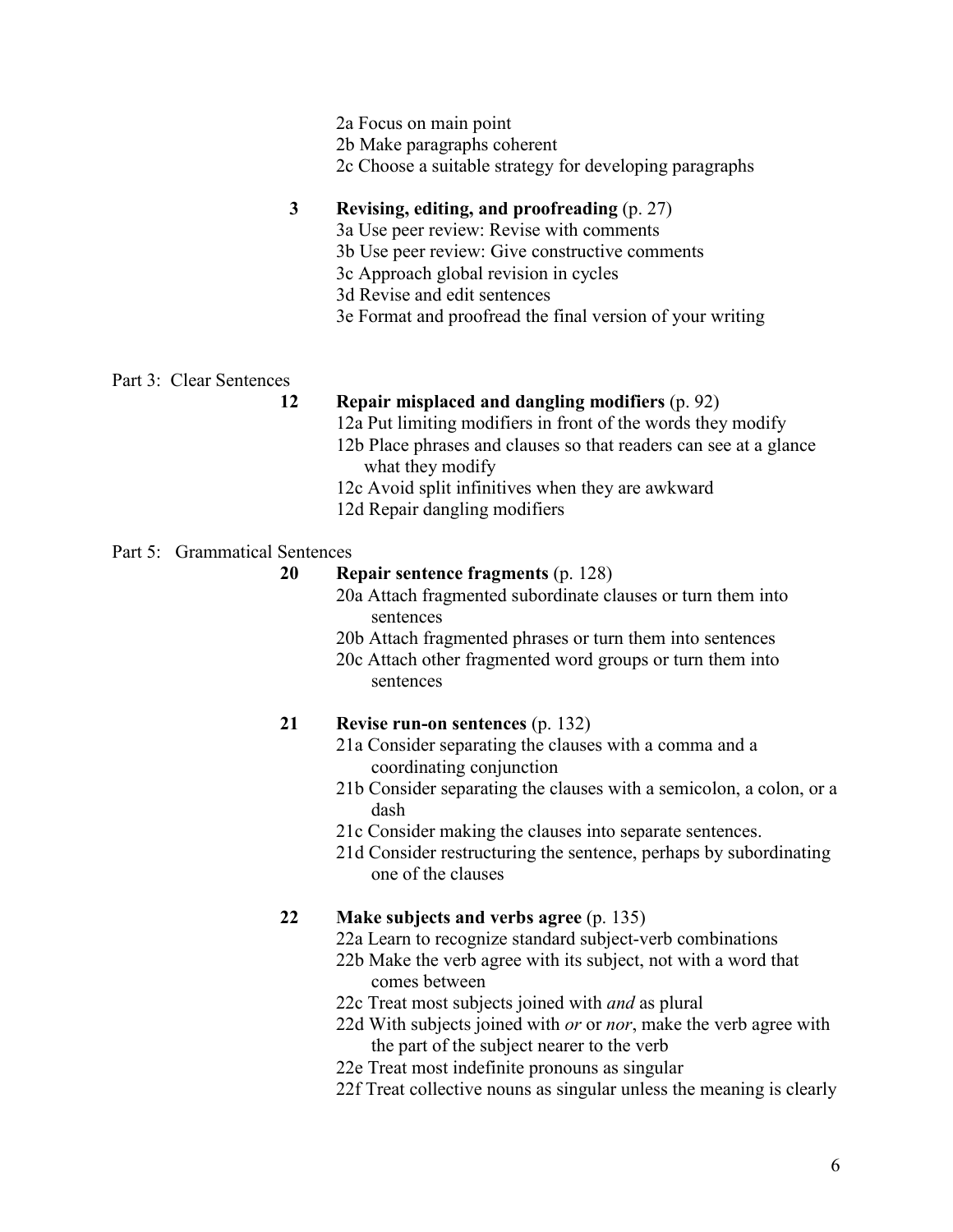2a Focus on main point
2b Make paragraphs coherent
2c Choose a suitable strategy for developing paragraphs

**3 Revising, editing, and proofreading** (p. 27)
3a Use peer review: Revise with comments
3b Use peer review: Give constructive comments
3c Approach global revision in cycles
3d Revise and edit sentences
3e Format and proofread the final version of your writing

Part 3: Clear Sentences

**12 Repair misplaced and dangling modifiers** (p. 92)
12a Put limiting modifiers in front of the words they modify
12b Place phrases and clauses so that readers can see at a glance what they modify
12c Avoid split infinitives when they are awkward
12d Repair dangling modifiers

Part 5: Grammatical Sentences

**20 Repair sentence fragments** (p. 128)
20a Attach fragmented subordinate clauses or turn them into sentences
20b Attach fragmented phrases or turn them into sentences
20c Attach other fragmented word groups or turn them into sentences

**21 Revise run-on sentences** (p. 132)
21a Consider separating the clauses with a comma and a coordinating conjunction
21b Consider separating the clauses with a semicolon, a colon, or a dash
21c Consider making the clauses into separate sentences.
21d Consider restructuring the sentence, perhaps by subordinating one of the clauses

**22 Make subjects and verbs agree** (p. 135)
22a Learn to recognize standard subject-verb combinations
22b Make the verb agree with its subject, not with a word that comes between
22c Treat most subjects joined with *and* as plural
22d With subjects joined with *or* or *nor*, make the verb agree with the part of the subject nearer to the verb
22e Treat most indefinite pronouns as singular
22f Treat collective nouns as singular unless the meaning is clearly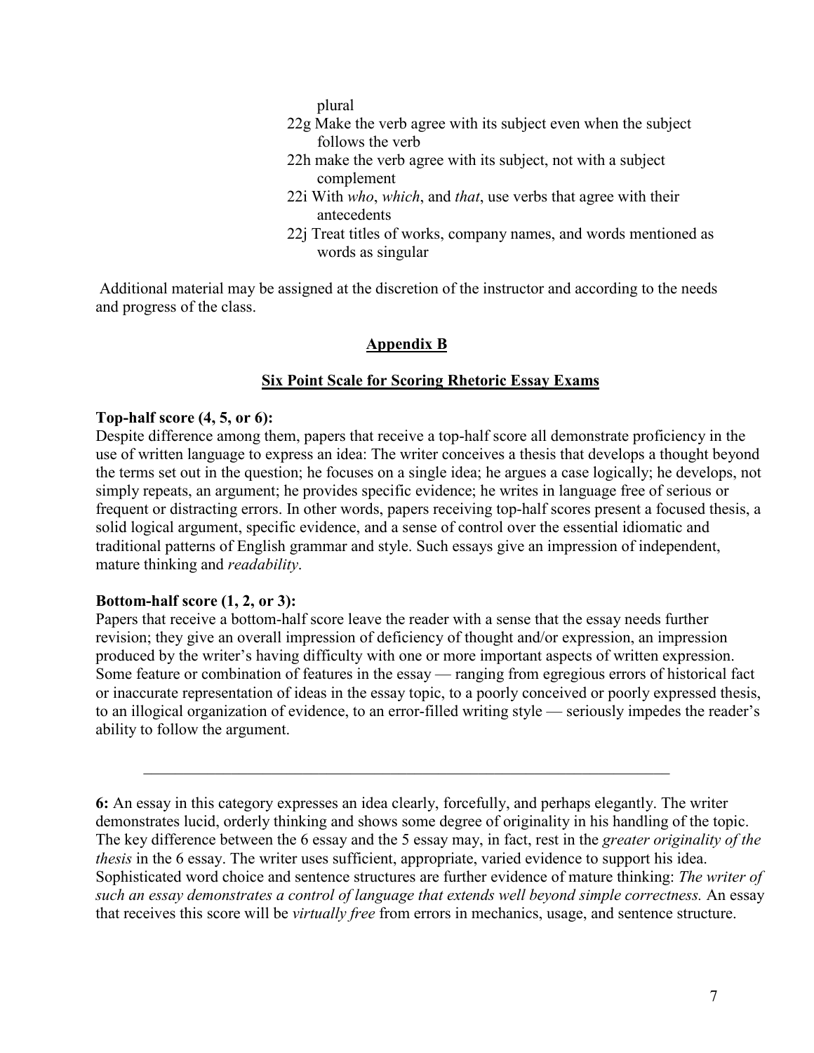plural

22g Make the verb agree with its subject even when the subject follows the verb

22h make the verb agree with its subject, not with a subject complement

22i With *who*, *which*, and *that*, use verbs that agree with their antecedents

22j Treat titles of works, company names, and words mentioned as words as singular

Additional material may be assigned at the discretion of the instructor and according to the needs and progress of the class.

## Appendix B

### Six Point Scale for Scoring Rhetoric Essay Exams

**Top-half score (4, 5, or 6):**
Despite difference among them, papers that receive a top-half score all demonstrate proficiency in the use of written language to express an idea: The writer conceives a thesis that develops a thought beyond the terms set out in the question; he focuses on a single idea; he argues a case logically; he develops, not simply repeats, an argument; he provides specific evidence; he writes in language free of serious or frequent or distracting errors. In other words, papers receiving top-half scores present a focused thesis, a solid logical argument, specific evidence, and a sense of control over the essential idiomatic and traditional patterns of English grammar and style. Such essays give an impression of independent, mature thinking and *readability*.

**Bottom-half score (1, 2, or 3):**
Papers that receive a bottom-half score leave the reader with a sense that the essay needs further revision; they give an overall impression of deficiency of thought and/or expression, an impression produced by the writer's having difficulty with one or more important aspects of written expression. Some feature or combination of features in the essay — ranging from egregious errors of historical fact or inaccurate representation of ideas in the essay topic, to a poorly conceived or poorly expressed thesis, to an illogical organization of evidence, to an error-filled writing style — seriously impedes the reader's ability to follow the argument.

---

**6:** An essay in this category expresses an idea clearly, forcefully, and perhaps elegantly. The writer demonstrates lucid, orderly thinking and shows some degree of originality in his handling of the topic. The key difference between the 6 essay and the 5 essay may, in fact, rest in the *greater originality of the thesis* in the 6 essay. The writer uses sufficient, appropriate, varied evidence to support his idea. Sophisticated word choice and sentence structures are further evidence of mature thinking: *The writer of such an essay demonstrates a control of language that extends well beyond simple correctness.* An essay that receives this score will be *virtually free* from errors in mechanics, usage, and sentence structure.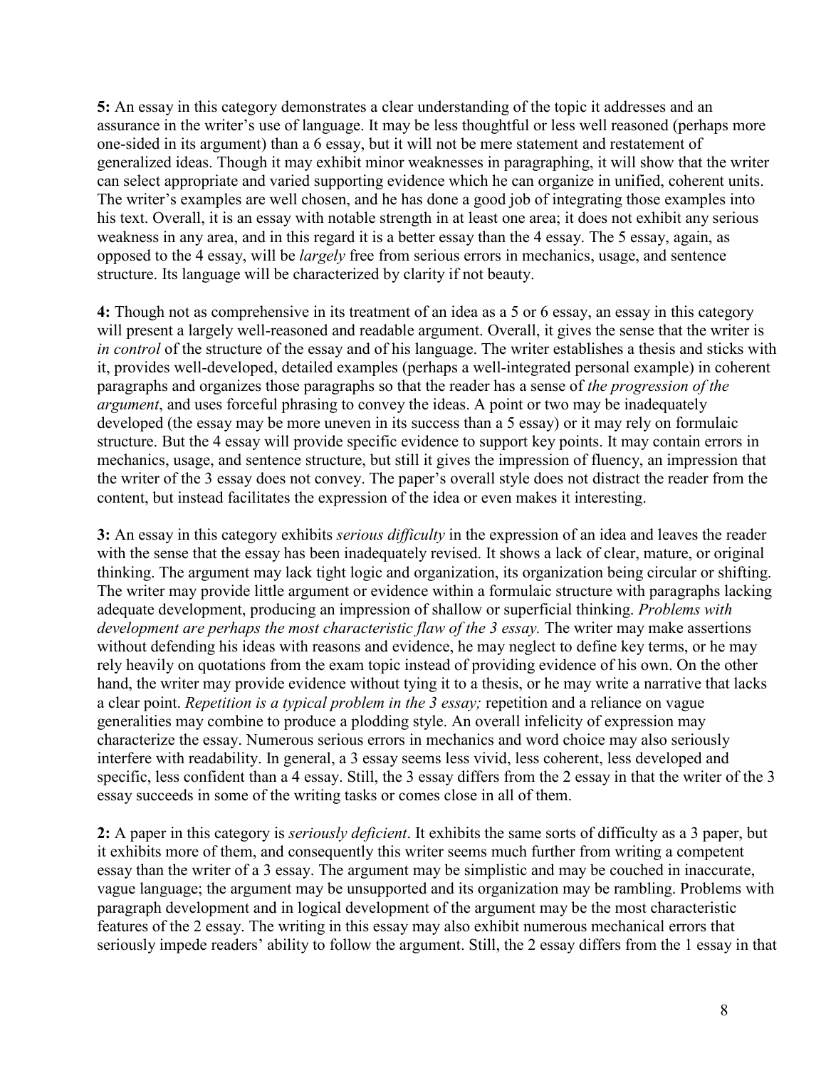**5:** An essay in this category demonstrates a clear understanding of the topic it addresses and an assurance in the writer's use of language. It may be less thoughtful or less well reasoned (perhaps more one-sided in its argument) than a 6 essay, but it will not be mere statement and restatement of generalized ideas. Though it may exhibit minor weaknesses in paragraphing, it will show that the writer can select appropriate and varied supporting evidence which he can organize in unified, coherent units. The writer's examples are well chosen, and he has done a good job of integrating those examples into his text. Overall, it is an essay with notable strength in at least one area; it does not exhibit any serious weakness in any area, and in this regard it is a better essay than the 4 essay. The 5 essay, again, as opposed to the 4 essay, will be *largely* free from serious errors in mechanics, usage, and sentence structure. Its language will be characterized by clarity if not beauty.

**4:** Though not as comprehensive in its treatment of an idea as a 5 or 6 essay, an essay in this category will present a largely well-reasoned and readable argument. Overall, it gives the sense that the writer is *in control* of the structure of the essay and of his language. The writer establishes a thesis and sticks with it, provides well-developed, detailed examples (perhaps a well-integrated personal example) in coherent paragraphs and organizes those paragraphs so that the reader has a sense of *the progression of the argument*, and uses forceful phrasing to convey the ideas. A point or two may be inadequately developed (the essay may be more uneven in its success than a 5 essay) or it may rely on formulaic structure. But the 4 essay will provide specific evidence to support key points. It may contain errors in mechanics, usage, and sentence structure, but still it gives the impression of fluency, an impression that the writer of the 3 essay does not convey. The paper's overall style does not distract the reader from the content, but instead facilitates the expression of the idea or even makes it interesting.

**3:** An essay in this category exhibits *serious difficulty* in the expression of an idea and leaves the reader with the sense that the essay has been inadequately revised. It shows a lack of clear, mature, or original thinking. The argument may lack tight logic and organization, its organization being circular or shifting. The writer may provide little argument or evidence within a formulaic structure with paragraphs lacking adequate development, producing an impression of shallow or superficial thinking. *Problems with development are perhaps the most characteristic flaw of the 3 essay.* The writer may make assertions without defending his ideas with reasons and evidence, he may neglect to define key terms, or he may rely heavily on quotations from the exam topic instead of providing evidence of his own. On the other hand, the writer may provide evidence without tying it to a thesis, or he may write a narrative that lacks a clear point. *Repetition is a typical problem in the 3 essay;* repetition and a reliance on vague generalities may combine to produce a plodding style. An overall infelicity of expression may characterize the essay. Numerous serious errors in mechanics and word choice may also seriously interfere with readability. In general, a 3 essay seems less vivid, less coherent, less developed and specific, less confident than a 4 essay. Still, the 3 essay differs from the 2 essay in that the writer of the 3 essay succeeds in some of the writing tasks or comes close in all of them.

**2:** A paper in this category is *seriously deficient*. It exhibits the same sorts of difficulty as a 3 paper, but it exhibits more of them, and consequently this writer seems much further from writing a competent essay than the writer of a 3 essay. The argument may be simplistic and may be couched in inaccurate, vague language; the argument may be unsupported and its organization may be rambling. Problems with paragraph development and in logical development of the argument may be the most characteristic features of the 2 essay. The writing in this essay may also exhibit numerous mechanical errors that seriously impede readers' ability to follow the argument. Still, the 2 essay differs from the 1 essay in that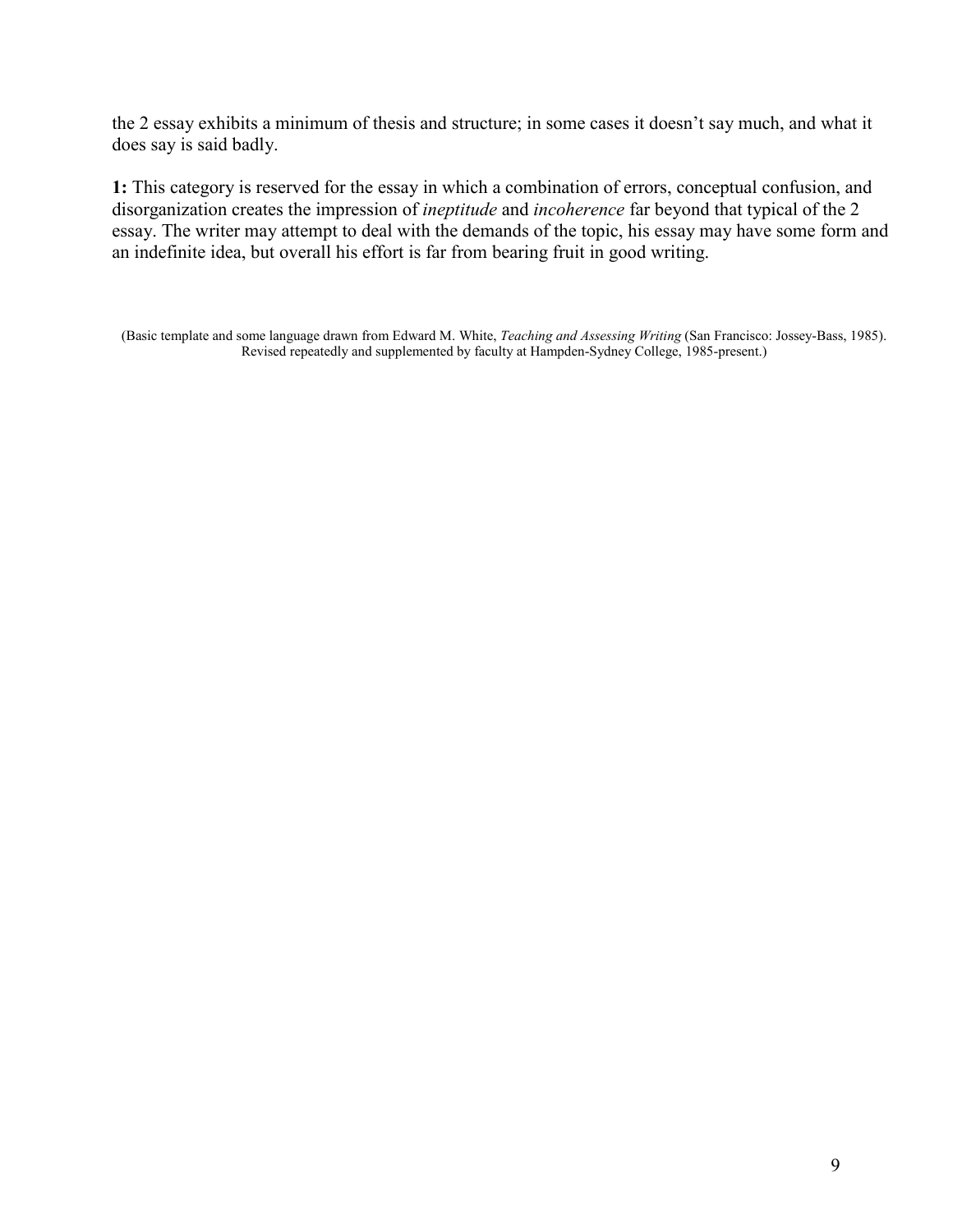the 2 essay exhibits a minimum of thesis and structure; in some cases it doesn't say much, and what it does say is said badly.

**1:** This category is reserved for the essay in which a combination of errors, conceptual confusion, and disorganization creates the impression of *ineptitude* and *incoherence* far beyond that typical of the 2 essay. The writer may attempt to deal with the demands of the topic, his essay may have some form and an indefinite idea, but overall his effort is far from bearing fruit in good writing.

(Basic template and some language drawn from Edward M. White, *Teaching and Assessing Writing* (San Francisco: Jossey-Bass, 1985). Revised repeatedly and supplemented by faculty at Hampden-Sydney College, 1985-present.)